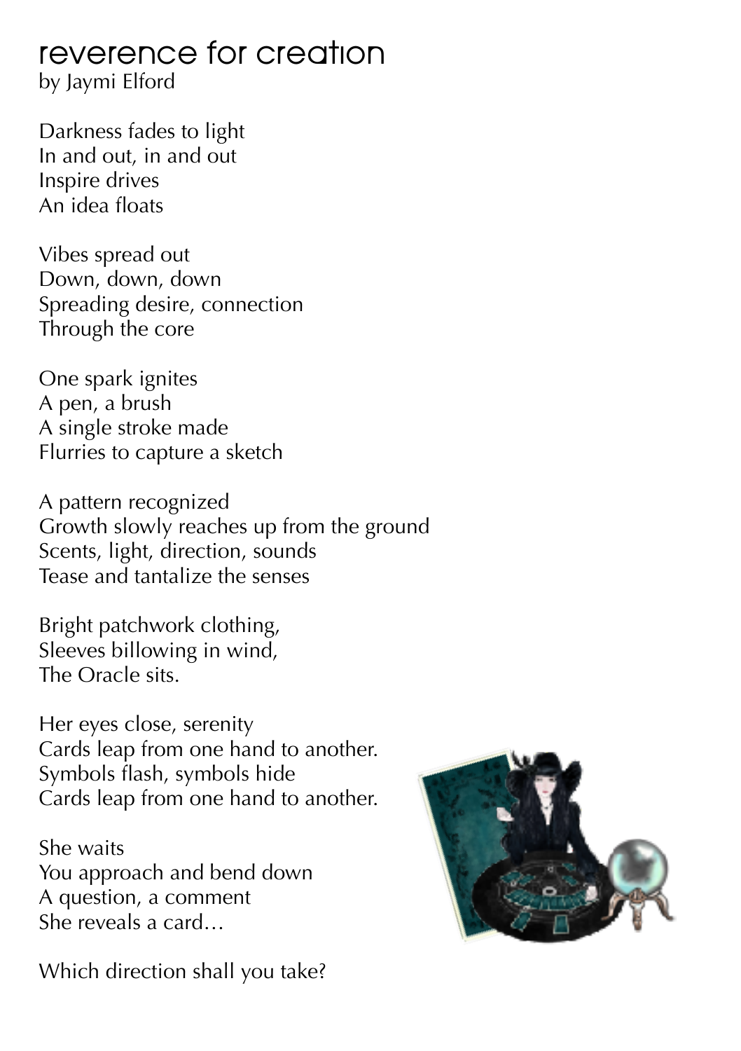# reverence for creation

by Jaymi Elford

Darkness fades to light  
In and out, in and out  
Inspire drives  
An idea floats

Vibes spread out  
Down, down, down  
Spreading desire, connection  
Through the core

One spark ignites  
A pen, a brush  
A single stroke made  
Flurries to capture a sketch

A pattern recognized  
Growth slowly reaches up from the ground  
Scents, light, direction, sounds  
Tease and tantalize the senses

Bright patchwork clothing,  
Sleeves billowing in wind,  
The Oracle sits.

Her eyes close, serenity  
Cards leap from one hand to another.  
Symbols flash, symbols hide  
Cards leap from one hand to another.

She waits  
You approach and bend down  
A question, a comment  
She reveals a card…

Which direction shall you take?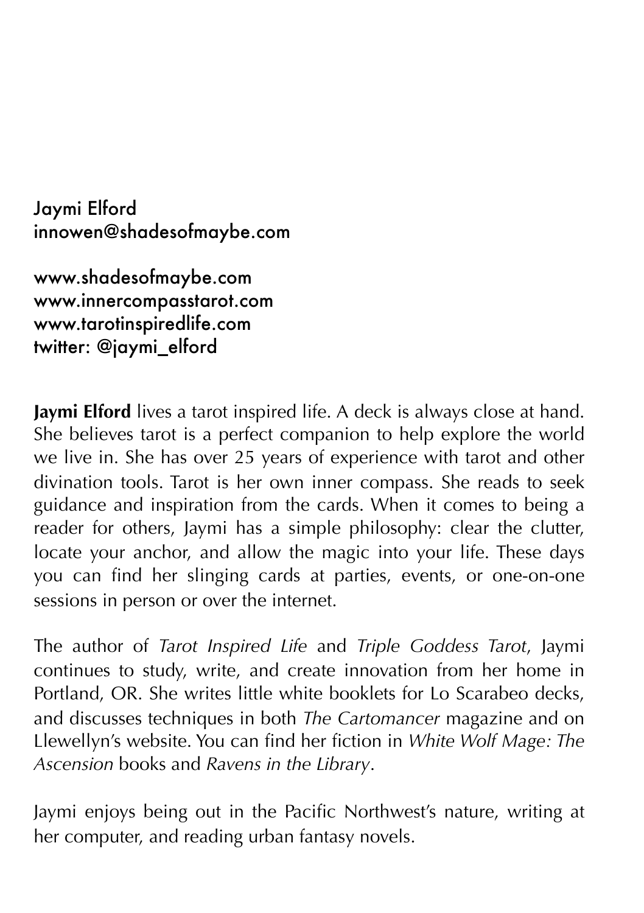Jaymi Elford
innowen@shadesofmaybe.com

www.shadesofmaybe.com
www.innercompasstarot.com
www.tarotinspiredlife.com
twitter: @jaymi_elford

**Jaymi Elford** lives a tarot inspired life. A deck is always close at hand. She believes tarot is a perfect companion to help explore the world we live in. She has over 25 years of experience with tarot and other divination tools. Tarot is her own inner compass. She reads to seek guidance and inspiration from the cards. When it comes to being a reader for others, Jaymi has a simple philosophy: clear the clutter, locate your anchor, and allow the magic into your life. These days you can find her slinging cards at parties, events, or one-on-one sessions in person or over the internet.

The author of *Tarot Inspired Life* and *Triple Goddess Tarot*, Jaymi continues to study, write, and create innovation from her home in Portland, OR. She writes little white booklets for Lo Scarabeo decks, and discusses techniques in both *The Cartomancer* magazine and on Llewellyn's website. You can find her fiction in *White Wolf Mage: The Ascension* books and *Ravens in the Library*.

Jaymi enjoys being out in the Pacific Northwest's nature, writing at her computer, and reading urban fantasy novels.